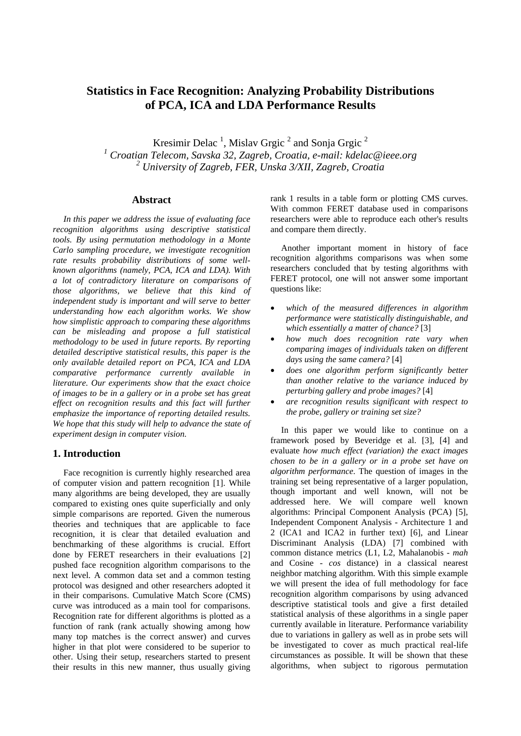# Statistics in Face Recognition: Analyzing Probability Distributions of PCA, ICA and LDA Performance Results

Kresimir Delac [1], Mislav Grgic [2] and Sonja Grgic [2]

*[1] Croatian Telecom, Savska 32, Zagreb, Croatia, e-mail: kdelac@ieee.org*
*[2] University of Zagreb, FER, Unska 3/XII, Zagreb, Croatia*

## Abstract

*In this paper we address the issue of evaluating face recognition algorithms using descriptive statistical tools. By using permutation methodology in a Monte Carlo sampling procedure, we investigate recognition rate results probability distributions of some well-known algorithms (namely, PCA, ICA and LDA). With a lot of contradictory literature on comparisons of those algorithms, we believe that this kind of independent study is important and will serve to better understanding how each algorithm works. We show how simplistic approach to comparing these algorithms can be misleading and propose a full statistical methodology to be used in future reports. By reporting detailed descriptive statistical results, this paper is the only available detailed report on PCA, ICA and LDA comparative performance currently available in literature. Our experiments show that the exact choice of images to be in a gallery or in a probe set has great effect on recognition results and this fact will further emphasize the importance of reporting detailed results. We hope that this study will help to advance the state of experiment design in computer vision.*

## 1. Introduction

Face recognition is currently highly researched area of computer vision and pattern recognition [1]. While many algorithms are being developed, they are usually compared to existing ones quite superficially and only simple comparisons are reported. Given the numerous theories and techniques that are applicable to face recognition, it is clear that detailed evaluation and benchmarking of these algorithms is crucial. Effort done by FERET researchers in their evaluations [2] pushed face recognition algorithm comparisons to the next level. A common data set and a common testing protocol was designed and other researchers adopted it in their comparisons. Cumulative Match Score (CMS) curve was introduced as a main tool for comparisons. Recognition rate for different algorithms is plotted as a function of rank (rank actually showing among how many top matches is the correct answer) and curves higher in that plot were considered to be superior to other. Using their setup, researchers started to present their results in this new manner, thus usually giving rank 1 results in a table form or plotting CMS curves. With common FERET database used in comparisons researchers were able to reproduce each other's results and compare them directly.

Another important moment in history of face recognition algorithms comparisons was when some researchers concluded that by testing algorithms with FERET protocol, one will not answer some important questions like:

- *which of the measured differences in algorithm performance were statistically distinguishable, and which essentially a matter of chance?* [3]
- *how much does recognition rate vary when comparing images of individuals taken on different days using the same camera?* [4]
- *does one algorithm perform significantly better than another relative to the variance induced by perturbing gallery and probe images?* [4]
- *are recognition results significant with respect to the probe, gallery or training set size?*

In this paper we would like to continue on a framework posed by Beveridge et al. [3], [4] and evaluate *how much effect (variation) the exact images chosen to be in a gallery or in a probe set have on algorithm performance.* The question of images in the training set being representative of a larger population, though important and well known, will not be addressed here. We will compare well known algorithms: Principal Component Analysis (PCA) [5], Independent Component Analysis - Architecture 1 and 2 (ICA1 and ICA2 in further text) [6], and Linear Discriminant Analysis (LDA) [7] combined with common distance metrics (L1, L2, Mahalanobis - *mah* and Cosine - *cos* distance) in a classical nearest neighbor matching algorithm. With this simple example we will present the idea of full methodology for face recognition algorithm comparisons by using advanced descriptive statistical tools and give a first detailed statistical analysis of these algorithms in a single paper currently available in literature. Performance variability due to variations in gallery as well as in probe sets will be investigated to cover as much practical real-life circumstances as possible. It will be shown that these algorithms, when subject to rigorous permutation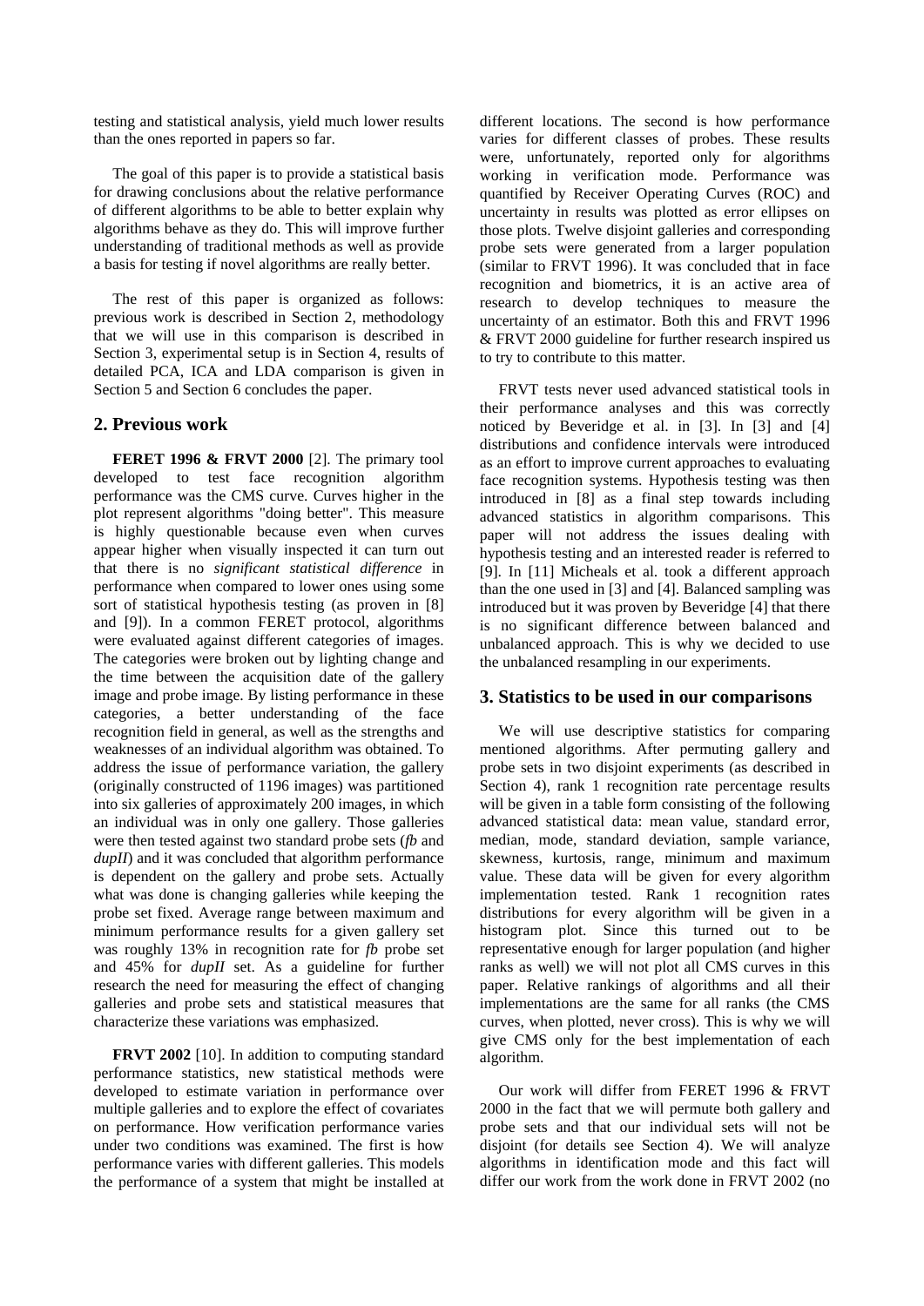testing and statistical analysis, yield much lower results than the ones reported in papers so far.

The goal of this paper is to provide a statistical basis for drawing conclusions about the relative performance of different algorithms to be able to better explain why algorithms behave as they do. This will improve further understanding of traditional methods as well as provide a basis for testing if novel algorithms are really better.

The rest of this paper is organized as follows: previous work is described in Section 2, methodology that we will use in this comparison is described in Section 3, experimental setup is in Section 4, results of detailed PCA, ICA and LDA comparison is given in Section 5 and Section 6 concludes the paper.

## 2. Previous work

**FERET 1996 & FRVT 2000** [2]. The primary tool developed to test face recognition algorithm performance was the CMS curve. Curves higher in the plot represent algorithms "doing better". This measure is highly questionable because even when curves appear higher when visually inspected it can turn out that there is no *significant statistical difference* in performance when compared to lower ones using some sort of statistical hypothesis testing (as proven in [8] and [9]). In a common FERET protocol, algorithms were evaluated against different categories of images. The categories were broken out by lighting change and the time between the acquisition date of the gallery image and probe image. By listing performance in these categories, a better understanding of the face recognition field in general, as well as the strengths and weaknesses of an individual algorithm was obtained. To address the issue of performance variation, the gallery (originally constructed of 1196 images) was partitioned into six galleries of approximately 200 images, in which an individual was in only one gallery. Those galleries were then tested against two standard probe sets (*fb* and *dupII*) and it was concluded that algorithm performance is dependent on the gallery and probe sets. Actually what was done is changing galleries while keeping the probe set fixed. Average range between maximum and minimum performance results for a given gallery set was roughly 13% in recognition rate for *fb* probe set and 45% for *dupII* set. As a guideline for further research the need for measuring the effect of changing galleries and probe sets and statistical measures that characterize these variations was emphasized.

**FRVT 2002** [10]. In addition to computing standard performance statistics, new statistical methods were developed to estimate variation in performance over multiple galleries and to explore the effect of covariates on performance. How verification performance varies under two conditions was examined. The first is how performance varies with different galleries. This models the performance of a system that might be installed at different locations. The second is how performance varies for different classes of probes. These results were, unfortunately, reported only for algorithms working in verification mode. Performance was quantified by Receiver Operating Curves (ROC) and uncertainty in results was plotted as error ellipses on those plots. Twelve disjoint galleries and corresponding probe sets were generated from a larger population (similar to FRVT 1996). It was concluded that in face recognition and biometrics, it is an active area of research to develop techniques to measure the uncertainty of an estimator. Both this and FRVT 1996 & FRVT 2000 guideline for further research inspired us to try to contribute to this matter.

FRVT tests never used advanced statistical tools in their performance analyses and this was correctly noticed by Beveridge et al. in [3]. In [3] and [4] distributions and confidence intervals were introduced as an effort to improve current approaches to evaluating face recognition systems. Hypothesis testing was then introduced in [8] as a final step towards including advanced statistics in algorithm comparisons. This paper will not address the issues dealing with hypothesis testing and an interested reader is referred to [9]. In [11] Micheals et al. took a different approach than the one used in [3] and [4]. Balanced sampling was introduced but it was proven by Beveridge [4] that there is no significant difference between balanced and unbalanced approach. This is why we decided to use the unbalanced resampling in our experiments.

## 3. Statistics to be used in our comparisons

We will use descriptive statistics for comparing mentioned algorithms. After permuting gallery and probe sets in two disjoint experiments (as described in Section 4), rank 1 recognition rate percentage results will be given in a table form consisting of the following advanced statistical data: mean value, standard error, median, mode, standard deviation, sample variance, skewness, kurtosis, range, minimum and maximum value. These data will be given for every algorithm implementation tested. Rank 1 recognition rates distributions for every algorithm will be given in a histogram plot. Since this turned out to be representative enough for larger population (and higher ranks as well) we will not plot all CMS curves in this paper. Relative rankings of algorithms and all their implementations are the same for all ranks (the CMS curves, when plotted, never cross). This is why we will give CMS only for the best implementation of each algorithm.

Our work will differ from FERET 1996 & FRVT 2000 in the fact that we will permute both gallery and probe sets and that our individual sets will not be disjoint (for details see Section 4). We will analyze algorithms in identification mode and this fact will differ our work from the work done in FRVT 2002 (no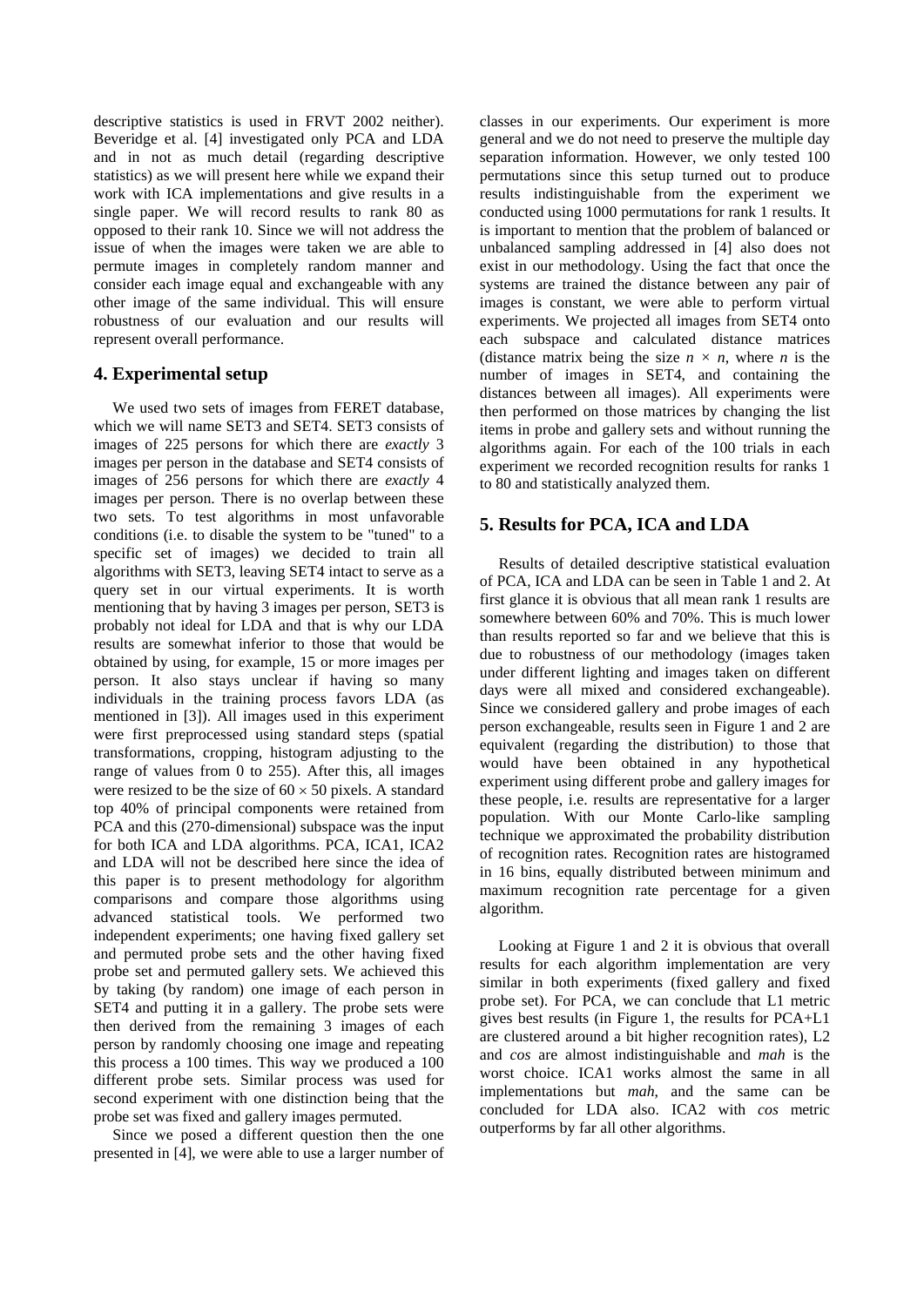descriptive statistics is used in FRVT 2002 neither). Beveridge et al. [4] investigated only PCA and LDA and in not as much detail (regarding descriptive statistics) as we will present here while we expand their work with ICA implementations and give results in a single paper. We will record results to rank 80 as opposed to their rank 10. Since we will not address the issue of when the images were taken we are able to permute images in completely random manner and consider each image equal and exchangeable with any other image of the same individual. This will ensure robustness of our evaluation and our results will represent overall performance.

## 4. Experimental setup

We used two sets of images from FERET database, which we will name SET3 and SET4. SET3 consists of images of 225 persons for which there are *exactly* 3 images per person in the database and SET4 consists of images of 256 persons for which there are *exactly* 4 images per person. There is no overlap between these two sets. To test algorithms in most unfavorable conditions (i.e. to disable the system to be "tuned" to a specific set of images) we decided to train all algorithms with SET3, leaving SET4 intact to serve as a query set in our virtual experiments. It is worth mentioning that by having 3 images per person, SET3 is probably not ideal for LDA and that is why our LDA results are somewhat inferior to those that would be obtained by using, for example, 15 or more images per person. It also stays unclear if having so many individuals in the training process favors LDA (as mentioned in [3]). All images used in this experiment were first preprocessed using standard steps (spatial transformations, cropping, histogram adjusting to the range of values from 0 to 255). After this, all images were resized to be the size of $60 \times 50$ pixels. A standard top 40% of principal components were retained from PCA and this (270-dimensional) subspace was the input for both ICA and LDA algorithms. PCA, ICA1, ICA2 and LDA will not be described here since the idea of this paper is to present methodology for algorithm comparisons and compare those algorithms using advanced statistical tools. We performed two independent experiments; one having fixed gallery set and permuted probe sets and the other having fixed probe set and permuted gallery sets. We achieved this by taking (by random) one image of each person in SET4 and putting it in a gallery. The probe sets were then derived from the remaining 3 images of each person by randomly choosing one image and repeating this process a 100 times. This way we produced a 100 different probe sets. Similar process was used for second experiment with one distinction being that the probe set was fixed and gallery images permuted.

Since we posed a different question then the one presented in [4], we were able to use a larger number of classes in our experiments. Our experiment is more general and we do not need to preserve the multiple day separation information. However, we only tested 100 permutations since this setup turned out to produce results indistinguishable from the experiment we conducted using 1000 permutations for rank 1 results. It is important to mention that the problem of balanced or unbalanced sampling addressed in [4] also does not exist in our methodology. Using the fact that once the systems are trained the distance between any pair of images is constant, we were able to perform virtual experiments. We projected all images from SET4 onto each subspace and calculated distance matrices (distance matrix being the size $n \times n$, where $n$ is the number of images in SET4, and containing the distances between all images). All experiments were then performed on those matrices by changing the list items in probe and gallery sets and without running the algorithms again. For each of the 100 trials in each experiment we recorded recognition results for ranks 1 to 80 and statistically analyzed them.

## 5. Results for PCA, ICA and LDA

Results of detailed descriptive statistical evaluation of PCA, ICA and LDA can be seen in Table 1 and 2. At first glance it is obvious that all mean rank 1 results are somewhere between 60% and 70%. This is much lower than results reported so far and we believe that this is due to robustness of our methodology (images taken under different lighting and images taken on different days were all mixed and considered exchangeable). Since we considered gallery and probe images of each person exchangeable, results seen in Figure 1 and 2 are equivalent (regarding the distribution) to those that would have been obtained in any hypothetical experiment using different probe and gallery images for these people, i.e. results are representative for a larger population. With our Monte Carlo-like sampling technique we approximated the probability distribution of recognition rates. Recognition rates are histogramed in 16 bins, equally distributed between minimum and maximum recognition rate percentage for a given algorithm.

Looking at Figure 1 and 2 it is obvious that overall results for each algorithm implementation are very similar in both experiments (fixed gallery and fixed probe set). For PCA, we can conclude that L1 metric gives best results (in Figure 1, the results for PCA+L1 are clustered around a bit higher recognition rates), L2 and *cos* are almost indistinguishable and *mah* is the worst choice. ICA1 works almost the same in all implementations but *mah*, and the same can be concluded for LDA also. ICA2 with *cos* metric outperforms by far all other algorithms.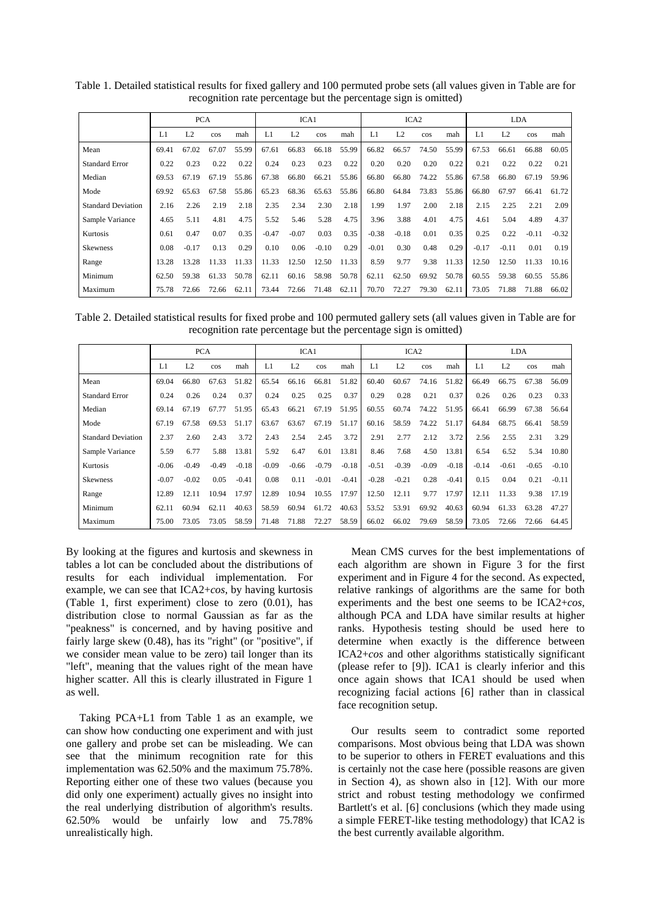Table 1. Detailed statistical results for fixed gallery and 100 permuted probe sets (all values given in Table are for recognition rate percentage but the percentage sign is omitted)

| | PCA | | | | ICA1 | | | | ICA2 | | | | LDA | | | |
|---|---|---|---|---|---|---|---|---|---|---|---|---|---|---|---|---|
| | L1 | L2 | cos | mah | L1 | L2 | cos | mah | L1 | L2 | cos | mah | L1 | L2 | cos | mah |
| Mean | 69.41 | 67.02 | 67.07 | 55.99 | 67.61 | 66.83 | 66.18 | 55.99 | 66.82 | 66.57 | 74.50 | 55.99 | 67.53 | 66.61 | 66.88 | 60.05 |
| Standard Error | 0.22 | 0.23 | 0.22 | 0.22 | 0.24 | 0.23 | 0.23 | 0.22 | 0.20 | 0.20 | 0.20 | 0.22 | 0.21 | 0.22 | 0.22 | 0.21 |
| Median | 69.53 | 67.19 | 67.19 | 55.86 | 67.38 | 66.80 | 66.21 | 55.86 | 66.80 | 66.80 | 74.22 | 55.86 | 67.58 | 66.80 | 67.19 | 59.96 |
| Mode | 69.92 | 65.63 | 67.58 | 55.86 | 65.23 | 68.36 | 65.63 | 55.86 | 66.80 | 64.84 | 73.83 | 55.86 | 66.80 | 67.97 | 66.41 | 61.72 |
| Standard Deviation | 2.16 | 2.26 | 2.19 | 2.18 | 2.35 | 2.34 | 2.30 | 2.18 | 1.99 | 1.97 | 2.00 | 2.18 | 2.15 | 2.25 | 2.21 | 2.09 |
| Sample Variance | 4.65 | 5.11 | 4.81 | 4.75 | 5.52 | 5.46 | 5.28 | 4.75 | 3.96 | 3.88 | 4.01 | 4.75 | 4.61 | 5.04 | 4.89 | 4.37 |
| Kurtosis | 0.61 | 0.47 | 0.07 | 0.35 | -0.47 | -0.07 | 0.03 | 0.35 | -0.38 | -0.18 | 0.01 | 0.35 | 0.25 | 0.22 | -0.11 | -0.32 |
| Skewness | 0.08 | -0.17 | 0.13 | 0.29 | 0.10 | 0.06 | -0.10 | 0.29 | -0.01 | 0.30 | 0.48 | 0.29 | -0.17 | -0.11 | 0.01 | 0.19 |
| Range | 13.28 | 13.28 | 11.33 | 11.33 | 11.33 | 12.50 | 12.50 | 11.33 | 8.59 | 9.77 | 9.38 | 11.33 | 12.50 | 12.50 | 11.33 | 10.16 |
| Minimum | 62.50 | 59.38 | 61.33 | 50.78 | 62.11 | 60.16 | 58.98 | 50.78 | 62.11 | 62.50 | 69.92 | 50.78 | 60.55 | 59.38 | 60.55 | 55.86 |
| Maximum | 75.78 | 72.66 | 72.66 | 62.11 | 73.44 | 72.66 | 71.48 | 62.11 | 70.70 | 72.27 | 79.30 | 62.11 | 73.05 | 71.88 | 71.88 | 66.02 |

Table 2. Detailed statistical results for fixed probe and 100 permuted gallery sets (all values given in Table are for recognition rate percentage but the percentage sign is omitted)

| | PCA | | | | ICA1 | | | | ICA2 | | | | LDA | | | |
|---|---|---|---|---|---|---|---|---|---|---|---|---|---|---|---|---|
| | L1 | L2 | cos | mah | L1 | L2 | cos | mah | L1 | L2 | cos | mah | L1 | L2 | cos | mah |
| Mean | 69.04 | 66.80 | 67.63 | 51.82 | 65.54 | 66.16 | 66.81 | 51.82 | 60.40 | 60.67 | 74.16 | 51.82 | 66.49 | 66.75 | 67.38 | 56.09 |
| Standard Error | 0.24 | 0.26 | 0.24 | 0.37 | 0.24 | 0.25 | 0.25 | 0.37 | 0.29 | 0.28 | 0.21 | 0.37 | 0.26 | 0.26 | 0.23 | 0.33 |
| Median | 69.14 | 67.19 | 67.77 | 51.95 | 65.43 | 66.21 | 67.19 | 51.95 | 60.55 | 60.74 | 74.22 | 51.95 | 66.41 | 66.99 | 67.38 | 56.64 |
| Mode | 67.19 | 67.58 | 69.53 | 51.17 | 63.67 | 63.67 | 67.19 | 51.17 | 60.16 | 58.59 | 74.22 | 51.17 | 64.84 | 68.75 | 66.41 | 58.59 |
| Standard Deviation | 2.37 | 2.60 | 2.43 | 3.72 | 2.43 | 2.54 | 2.45 | 3.72 | 2.91 | 2.77 | 2.12 | 3.72 | 2.56 | 2.55 | 2.31 | 3.29 |
| Sample Variance | 5.59 | 6.77 | 5.88 | 13.81 | 5.92 | 6.47 | 6.01 | 13.81 | 8.46 | 7.68 | 4.50 | 13.81 | 6.54 | 6.52 | 5.34 | 10.80 |
| Kurtosis | -0.06 | -0.49 | -0.49 | -0.18 | -0.09 | -0.66 | -0.79 | -0.18 | -0.51 | -0.39 | -0.09 | -0.18 | -0.14 | -0.61 | -0.65 | -0.10 |
| Skewness | -0.07 | -0.02 | 0.05 | -0.41 | 0.08 | 0.11 | -0.01 | -0.41 | -0.28 | -0.21 | 0.28 | -0.41 | 0.15 | 0.04 | 0.21 | -0.11 |
| Range | 12.89 | 12.11 | 10.94 | 17.97 | 12.89 | 10.94 | 10.55 | 17.97 | 12.50 | 12.11 | 9.77 | 17.97 | 12.11 | 11.33 | 9.38 | 17.19 |
| Minimum | 62.11 | 60.94 | 62.11 | 40.63 | 58.59 | 60.94 | 61.72 | 40.63 | 53.52 | 53.91 | 69.92 | 40.63 | 60.94 | 61.33 | 63.28 | 47.27 |
| Maximum | 75.00 | 73.05 | 73.05 | 58.59 | 71.48 | 71.88 | 72.27 | 58.59 | 66.02 | 66.02 | 79.69 | 58.59 | 73.05 | 72.66 | 72.66 | 64.45 |

By looking at the figures and kurtosis and skewness in tables a lot can be concluded about the distributions of results for each individual implementation. For example, we can see that ICA2+*cos*, by having kurtosis (Table 1, first experiment) close to zero (0.01), has distribution close to normal Gaussian as far as the "peakness" is concerned, and by having positive and fairly large skew (0.48), has its "right" (or "positive", if we consider mean value to be zero) tail longer than its "left", meaning that the values right of the mean have higher scatter. All this is clearly illustrated in Figure 1 as well.

Taking PCA+L1 from Table 1 as an example, we can show how conducting one experiment and with just one gallery and probe set can be misleading. We can see that the minimum recognition rate for this implementation was 62.50% and the maximum 75.78%. Reporting either one of these two values (because you did only one experiment) actually gives no insight into the real underlying distribution of algorithm's results. 62.50% would be unfairly low and 75.78% unrealistically high.

Mean CMS curves for the best implementations of each algorithm are shown in Figure 3 for the first experiment and in Figure 4 for the second. As expected, relative rankings of algorithms are the same for both experiments and the best one seems to be ICA2+*cos*, although PCA and LDA have similar results at higher ranks. Hypothesis testing should be used here to determine when exactly is the difference between ICA2+*cos* and other algorithms statistically significant (please refer to [9]). ICA1 is clearly inferior and this once again shows that ICA1 should be used when recognizing facial actions [6] rather than in classical face recognition setup.

Our results seem to contradict some reported comparisons. Most obvious being that LDA was shown to be superior to others in FERET evaluations and this is certainly not the case here (possible reasons are given in Section 4), as shown also in [12]. With our more strict and robust testing methodology we confirmed Bartlett's et al. [6] conclusions (which they made using a simple FERET-like testing methodology) that ICA2 is the best currently available algorithm.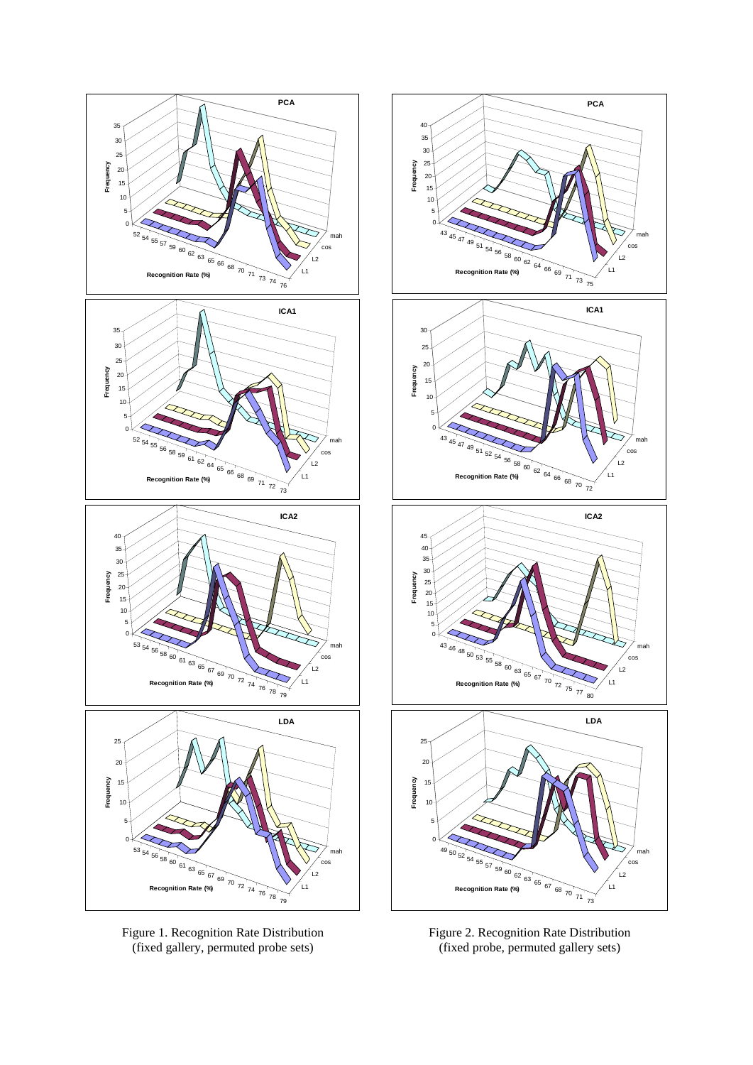Figure 1. Recognition Rate Distribution
(fixed gallery, permuted probe sets)

Figure 2. Recognition Rate Distribution
(fixed probe, permuted gallery sets)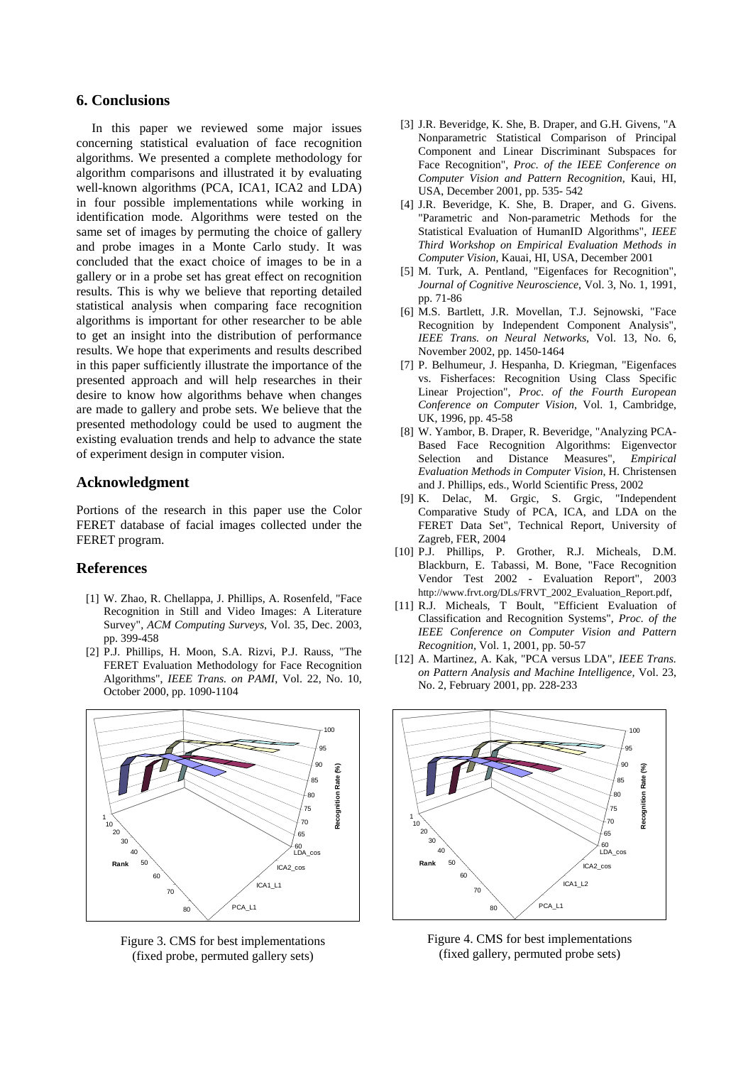## 6. Conclusions

In this paper we reviewed some major issues concerning statistical evaluation of face recognition algorithms. We presented a complete methodology for algorithm comparisons and illustrated it by evaluating well-known algorithms (PCA, ICA1, ICA2 and LDA) in four possible implementations while working in identification mode. Algorithms were tested on the same set of images by permuting the choice of gallery and probe images in a Monte Carlo study. It was concluded that the exact choice of images to be in a gallery or in a probe set has great effect on recognition results. This is why we believe that reporting detailed statistical analysis when comparing face recognition algorithms is important for other researcher to be able to get an insight into the distribution of performance results. We hope that experiments and results described in this paper sufficiently illustrate the importance of the presented approach and will help researches in their desire to know how algorithms behave when changes are made to gallery and probe sets. We believe that the presented methodology could be used to augment the existing evaluation trends and help to advance the state of experiment design in computer vision.

## Acknowledgment

Portions of the research in this paper use the Color FERET database of facial images collected under the FERET program.

## References

[1] W. Zhao, R. Chellappa, J. Phillips, A. Rosenfeld, "Face Recognition in Still and Video Images: A Literature Survey", *ACM Computing Surveys*, Vol. 35, Dec. 2003, pp. 399-458

[2] P.J. Phillips, H. Moon, S.A. Rizvi, P.J. Rauss, "The FERET Evaluation Methodology for Face Recognition Algorithms", *IEEE Trans. on PAMI*, Vol. 22, No. 10, October 2000, pp. 1090-1104

[3] J.R. Beveridge, K. She, B. Draper, and G.H. Givens, "A Nonparametric Statistical Comparison of Principal Component and Linear Discriminant Subspaces for Face Recognition", *Proc. of the IEEE Conference on Computer Vision and Pattern Recognition*, Kaui, HI, USA, December 2001, pp. 535- 542

[4] J.R. Beveridge, K. She, B. Draper, and G. Givens. "Parametric and Non-parametric Methods for the Statistical Evaluation of HumanID Algorithms", *IEEE Third Workshop on Empirical Evaluation Methods in Computer Vision*, Kauai, HI, USA, December 2001

[5] M. Turk, A. Pentland, "Eigenfaces for Recognition", *Journal of Cognitive Neuroscience*, Vol. 3, No. 1, 1991, pp. 71-86

[6] M.S. Bartlett, J.R. Movellan, T.J. Sejnowski, "Face Recognition by Independent Component Analysis", *IEEE Trans. on Neural Networks*, Vol. 13, No. 6, November 2002, pp. 1450-1464

[7] P. Belhumeur, J. Hespanha, D. Kriegman, "Eigenfaces vs. Fisherfaces: Recognition Using Class Specific Linear Projection", *Proc. of the Fourth European Conference on Computer Vision*, Vol. 1, Cambridge, UK, 1996, pp. 45-58

[8] W. Yambor, B. Draper, R. Beveridge, "Analyzing PCA-Based Face Recognition Algorithms: Eigenvector Selection and Distance Measures", *Empirical Evaluation Methods in Computer Vision*, H. Christensen and J. Phillips, eds., World Scientific Press, 2002

[9] K. Delac, M. Grgic, S. Grgic, "Independent Comparative Study of PCA, ICA, and LDA on the FERET Data Set", Technical Report, University of Zagreb, FER, 2004

[10] P.J. Phillips, P. Grother, R.J. Micheals, D.M. Blackburn, E. Tabassi, M. Bone, "Face Recognition Vendor Test 2002 - Evaluation Report", 2003 http://www.frvt.org/DLs/FRVT_2002_Evaluation_Report.pdf,

[11] R.J. Micheals, T Boult, "Efficient Evaluation of Classification and Recognition Systems", *Proc. of the IEEE Conference on Computer Vision and Pattern Recognition*, Vol. 1, 2001, pp. 50-57

[12] A. Martinez, A. Kak, "PCA versus LDA", *IEEE Trans. on Pattern Analysis and Machine Intelligence*, Vol. 23, No. 2, February 2001, pp. 228-233

Recognition Rate (%)
100
95
90
85
80
75
70
65
60
Rank
1
10
20
30
40
50
60
70
80
LDA_cos
ICA2_cos
ICA1_L1
PCA_L1

Figure 3. CMS for best implementations (fixed probe, permuted gallery sets)

Recognition Rate (%)
100
95
90
85
80
75
70
65
60
Rank
1
10
20
30
40
50
60
70
80
LDA_cos
ICA2_cos
ICA1_L2
PCA_L1

Figure 4. CMS for best implementations (fixed gallery, permuted probe sets)